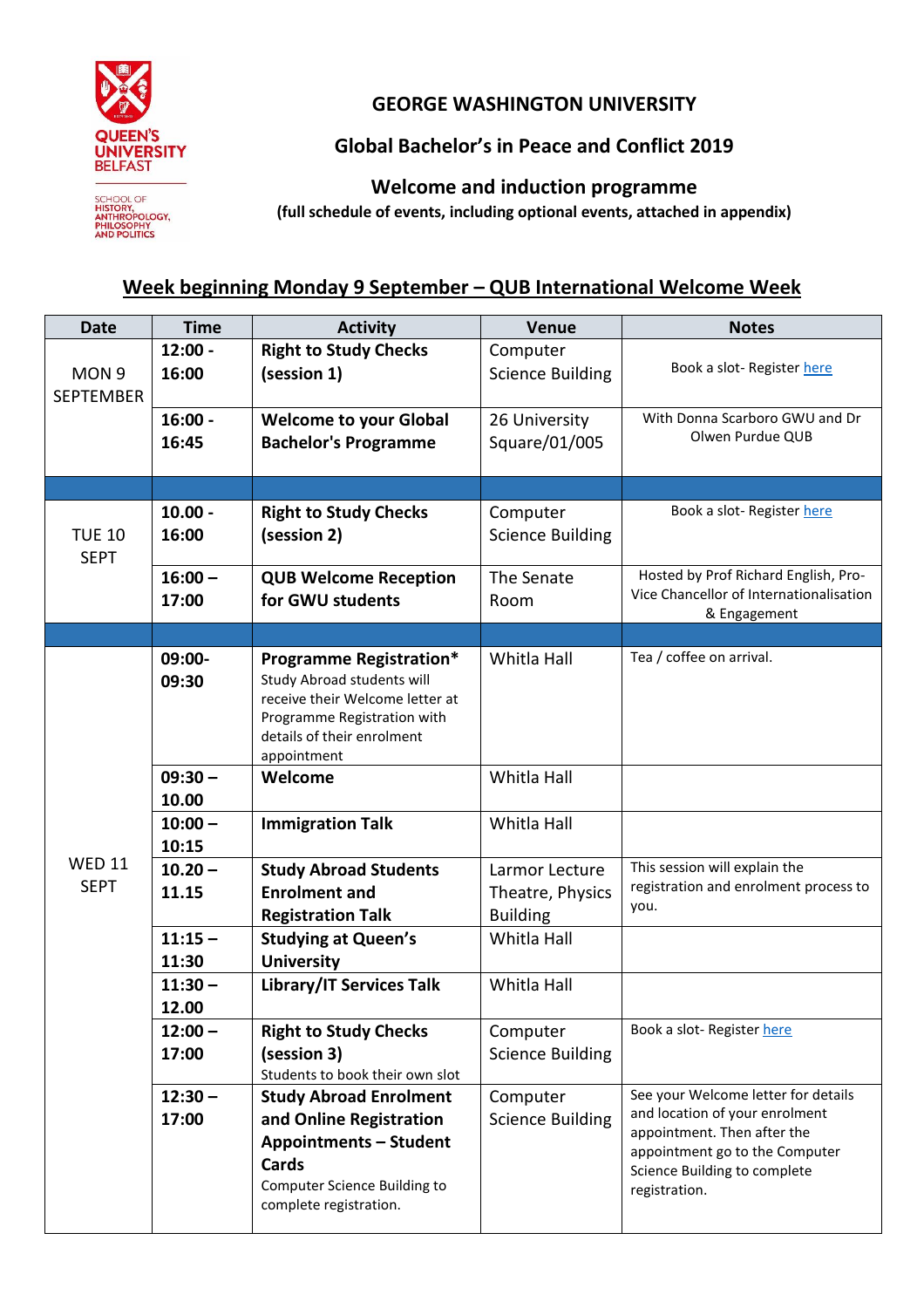QUEEN'S UNIVERSITY BELFAST

SCHOOL OF HISTORY, ANTHROPOLOGY, PHILOSOPHY AND POLITICS

# GEORGE WASHINGTON UNIVERSITY

## Global Bachelor's in Peace and Conflict 2019

## Welcome and induction programme

**(full schedule of events, including optional events, attached in appendix)**

### Week beginning Monday 9 September – QUB International Welcome Week

| Date | Time | Activity | Venue | Notes |
|---|---|---|---|---|
| MON 9 SEPTEMBER | **12:00 - 16:00** | **Right to Study Checks (session 1)** | Computer Science Building | Book a slot- Register here |
| | **16:00 - 16:45** | **Welcome to your Global Bachelor's Programme** | 26 University Square/01/005 | With Donna Scarboro GWU and Dr Olwen Purdue QUB |
| | | | | |
| TUE 10 SEPT | **10.00 - 16:00** | **Right to Study Checks (session 2)** | Computer Science Building | Book a slot- Register here |
| | **16:00 – 17:00** | **QUB Welcome Reception for GWU students** | The Senate Room | Hosted by Prof Richard English, Pro-Vice Chancellor of Internationalisation & Engagement |
| | | | | |
| WED 11 SEPT | **09:00- 09:30** | **Programme Registration*** Study Abroad students will receive their Welcome letter at Programme Registration with details of their enrolment appointment | Whitla Hall | Tea / coffee on arrival. |
| | **09:30 – 10.00** | **Welcome** | Whitla Hall | |
| | **10:00 – 10:15** | **Immigration Talk** | Whitla Hall | |
| | **10.20 – 11.15** | **Study Abroad Students Enrolment and Registration Talk** | Larmor Lecture Theatre, Physics Building | This session will explain the registration and enrolment process to you. |
| | **11:15 – 11:30** | **Studying at Queen's University** | Whitla Hall | |
| | **11:30 – 12.00** | **Library/IT Services Talk** | Whitla Hall | |
| | **12:00 – 17:00** | **Right to Study Checks (session 3)** Students to book their own slot | Computer Science Building | Book a slot- Register here |
| | **12:30 – 17:00** | **Study Abroad Enrolment and Online Registration Appointments – Student Cards** Computer Science Building to complete registration. | Computer Science Building | See your Welcome letter for details and location of your enrolment appointment. Then after the appointment go to the Computer Science Building to complete registration. |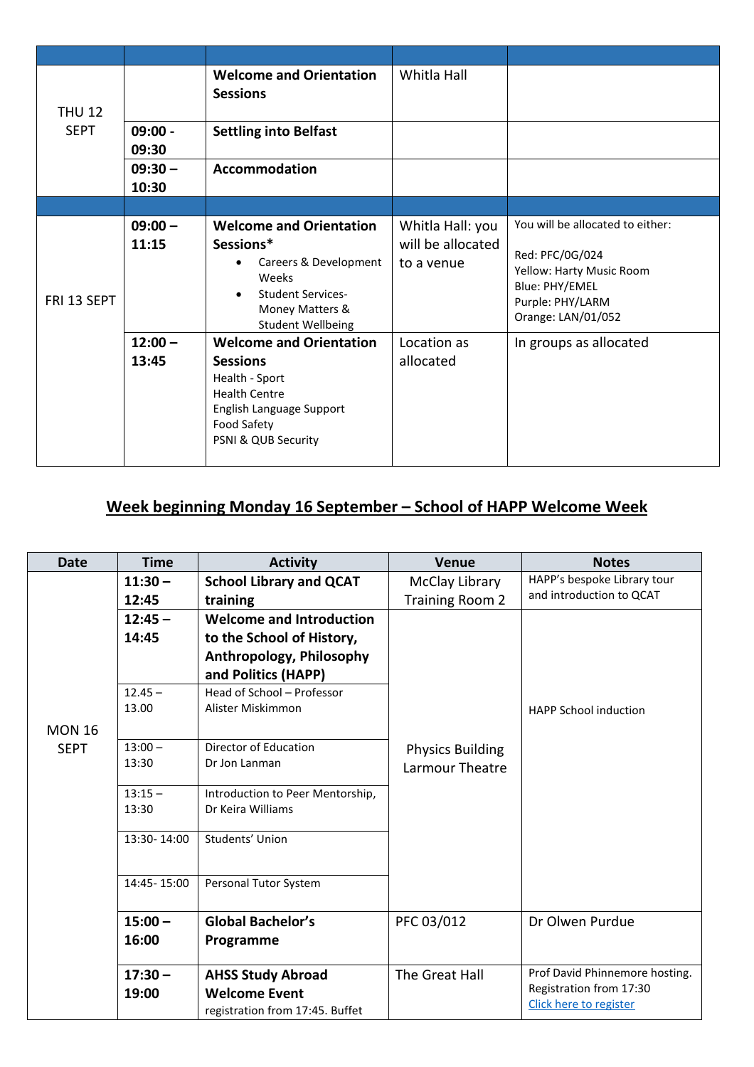| | | | | |
|---|---|---|---|---|
| THU 12 SEPT | | **Welcome and Orientation Sessions** | Whitla Hall | |
| | **09:00 - 09:30** | **Settling into Belfast** | | |
| | **09:30 – 10:30** | **Accommodation** | | |
| | | | | |
| FRI 13 SEPT | **09:00 – 11:15** | **Welcome and Orientation Sessions***<br>• Careers & Development Weeks<br>• Student Services- Money Matters & Student Wellbeing | Whitla Hall: you will be allocated to a venue | You will be allocated to either:<br><br>Red: PFC/0G/024<br>Yellow: Harty Music Room<br>Blue: PHY/EMEL<br>Purple: PHY/LARM<br>Orange: LAN/01/052 |
| | **12:00 – 13:45** | **Welcome and Orientation Sessions**<br>Health - Sport<br>Health Centre<br>English Language Support<br>Food Safety<br>PSNI & QUB Security | Location as allocated | In groups as allocated |

## Week beginning Monday 16 September – School of HAPP Welcome Week

| Date | Time | Activity | Venue | Notes |
|---|---|---|---|---|
| MON 16 SEPT | **11:30 – 12:45** | **School Library and QCAT training** | McClay Library Training Room 2 | HAPP's bespoke Library tour and introduction to QCAT |
| | **12:45 – 14:45** | **Welcome and Introduction to the School of History, Anthropology, Philosophy and Politics (HAPP)** | Physics Building Larmour Theatre | HAPP School induction |
| | 12.45 – 13.00 | Head of School – Professor Alister Miskimmon | | |
| | 13:00 – 13:30 | Director of Education Dr Jon Lanman | | |
| | 13:15 – 13:30 | Introduction to Peer Mentorship, Dr Keira Williams | | |
| | 13:30- 14:00 | Students' Union | | |
| | 14:45- 15:00 | Personal Tutor System | | |
| | **15:00 – 16:00** | **Global Bachelor's Programme** | PFC 03/012 | Dr Olwen Purdue |
| | **17:30 – 19:00** | **AHSS Study Abroad Welcome Event**<br>registration from 17:45. Buffet | The Great Hall | Prof David Phinnemore hosting. Registration from 17:30<br>Click here to register |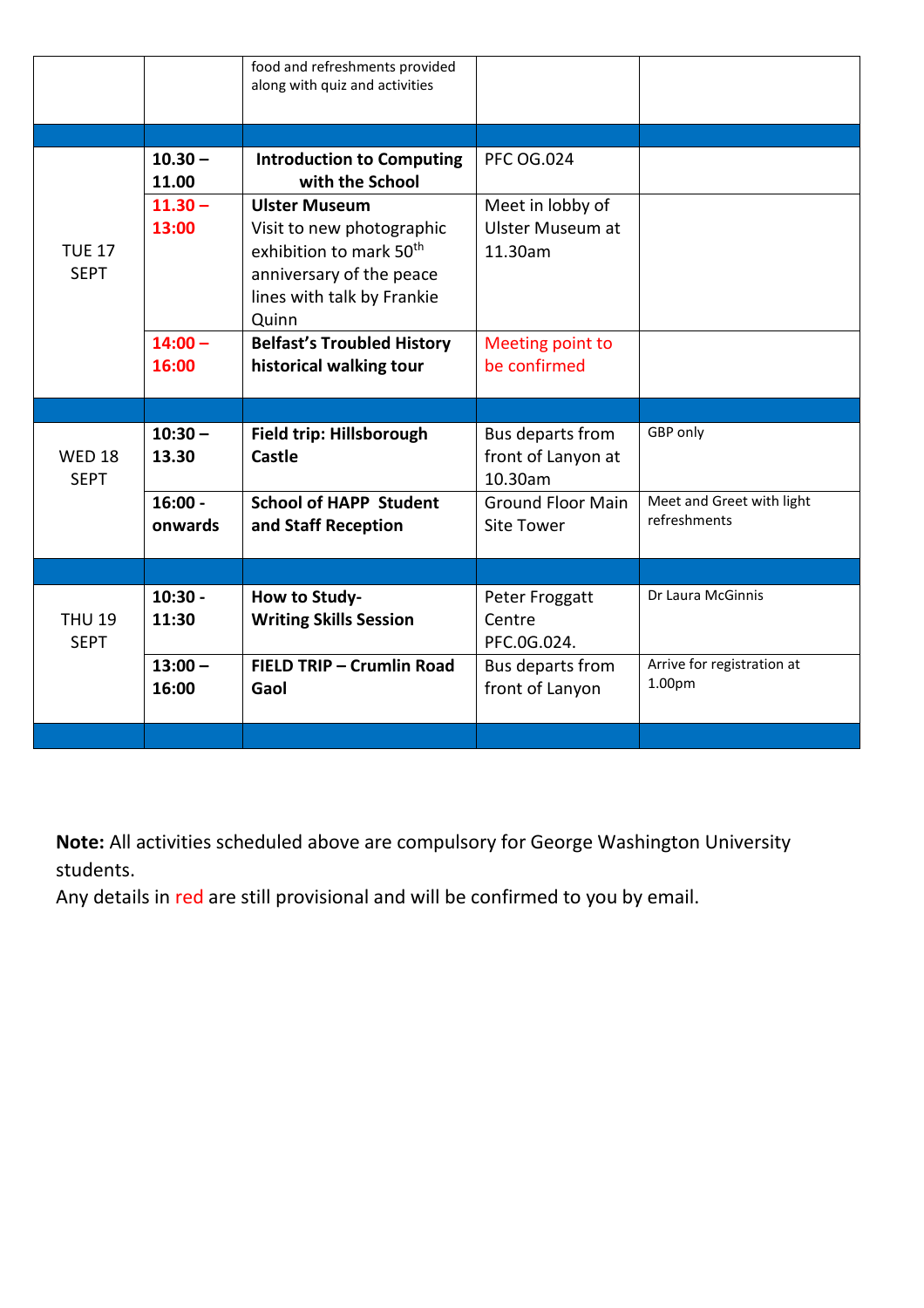| | | | | |
|---|---|---|---|---|
| | | food and refreshments provided along with quiz and activities | | |
| | | | | |
| TUE 17 SEPT | **10.30 – 11.00** | **Introduction to Computing with the School** | PFC OG.024 | |
| | **11.30 – 13:00** | **Ulster Museum** Visit to new photographic exhibition to mark 50th anniversary of the peace lines with talk by Frankie Quinn | Meet in lobby of Ulster Museum at 11.30am | |
| | **14:00 – 16:00** | **Belfast's Troubled History historical walking tour** | Meeting point to be confirmed | |
| | | | | |
| WED 18 SEPT | **10:30 – 13.30** | **Field trip: Hillsborough Castle** | Bus departs from front of Lanyon at 10.30am | GBP only |
| | **16:00 - onwards** | **School of HAPP Student and Staff Reception** | Ground Floor Main Site Tower | Meet and Greet with light refreshments |
| | | | | |
| THU 19 SEPT | **10:30 - 11:30** | **How to Study- Writing Skills Session** | Peter Froggatt Centre PFC.0G.024. | Dr Laura McGinnis |
| | **13:00 – 16:00** | **FIELD TRIP – Crumlin Road Gaol** | Bus departs from front of Lanyon | Arrive for registration at 1.00pm |
| | | | | |

**Note:** All activities scheduled above are compulsory for George Washington University students.
Any details in red are still provisional and will be confirmed to you by email.